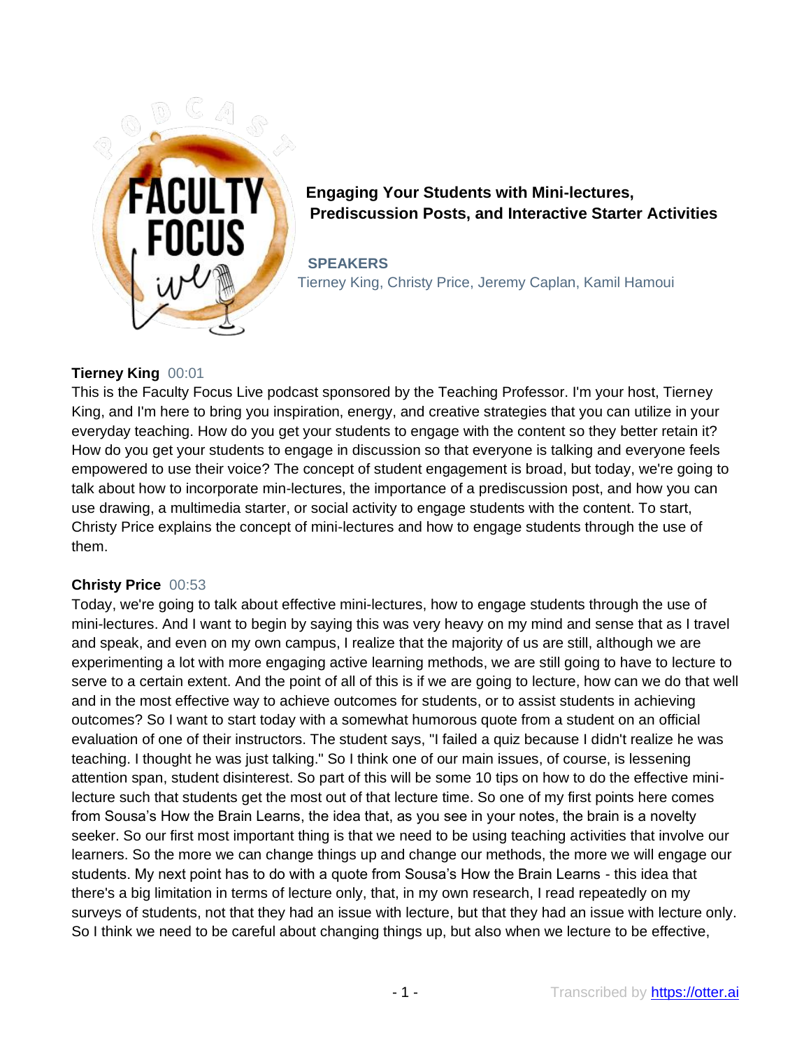# Engaging Your Students with Mini-lectures, Prediscussion Posts, and Interactive Starter Activities

**SPEAKERS**

Tierney King, Christy Price, Jeremy Caplan, Kamil Hamoui

**Tierney King** 00:01

This is the Faculty Focus Live podcast sponsored by the Teaching Professor. I'm your host, Tierney King, and I'm here to bring you inspiration, energy, and creative strategies that you can utilize in your everyday teaching. How do you get your students to engage with the content so they better retain it? How do you get your students to engage in discussion so that everyone is talking and everyone feels empowered to use their voice? The concept of student engagement is broad, but today, we're going to talk about how to incorporate min-lectures, the importance of a prediscussion post, and how you can use drawing, a multimedia starter, or social activity to engage students with the content. To start, Christy Price explains the concept of mini-lectures and how to engage students through the use of them.

**Christy Price** 00:53

Today, we're going to talk about effective mini-lectures, how to engage students through the use of mini-lectures. And I want to begin by saying this was very heavy on my mind and sense that as I travel and speak, and even on my own campus, I realize that the majority of us are still, although we are experimenting a lot with more engaging active learning methods, we are still going to have to lecture to serve to a certain extent. And the point of all of this is if we are going to lecture, how can we do that well and in the most effective way to achieve outcomes for students, or to assist students in achieving outcomes? So I want to start today with a somewhat humorous quote from a student on an official evaluation of one of their instructors. The student says, "I failed a quiz because I didn't realize he was teaching. I thought he was just talking." So I think one of our main issues, of course, is lessening attention span, student disinterest. So part of this will be some 10 tips on how to do the effective mini-lecture such that students get the most out of that lecture time. So one of my first points here comes from Sousa's How the Brain Learns, the idea that, as you see in your notes, the brain is a novelty seeker. So our first most important thing is that we need to be using teaching activities that involve our learners. So the more we can change things up and change our methods, the more we will engage our students. My next point has to do with a quote from Sousa's How the Brain Learns - this idea that there's a big limitation in terms of lecture only, that, in my own research, I read repeatedly on my surveys of students, not that they had an issue with lecture, but that they had an issue with lecture only. So I think we need to be careful about changing things up, but also when we lecture to be effective,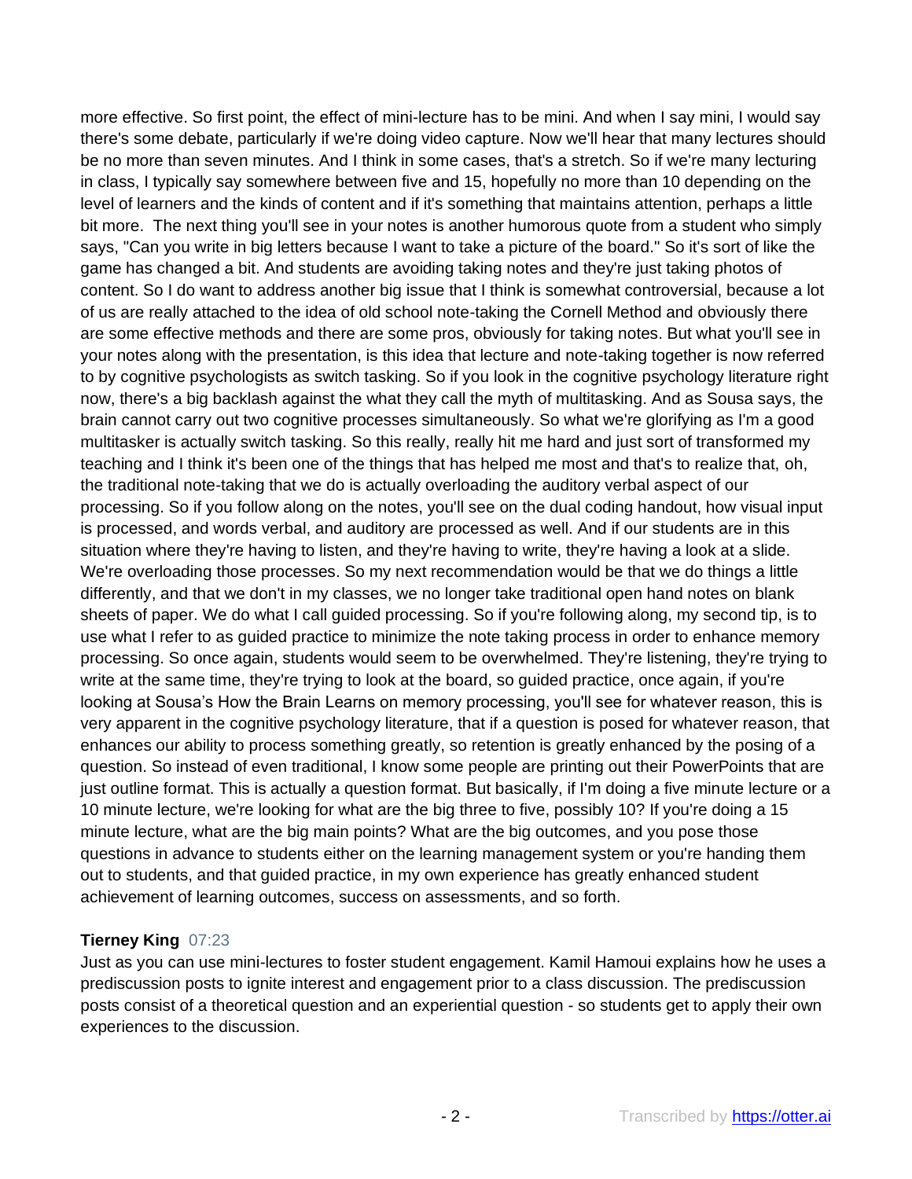more effective. So first point, the effect of mini-lecture has to be mini. And when I say mini, I would say there's some debate, particularly if we're doing video capture. Now we'll hear that many lectures should be no more than seven minutes. And I think in some cases, that's a stretch. So if we're many lecturing in class, I typically say somewhere between five and 15, hopefully no more than 10 depending on the level of learners and the kinds of content and if it's something that maintains attention, perhaps a little bit more. The next thing you'll see in your notes is another humorous quote from a student who simply says, "Can you write in big letters because I want to take a picture of the board." So it's sort of like the game has changed a bit. And students are avoiding taking notes and they're just taking photos of content. So I do want to address another big issue that I think is somewhat controversial, because a lot of us are really attached to the idea of old school note-taking the Cornell Method and obviously there are some effective methods and there are some pros, obviously for taking notes. But what you'll see in your notes along with the presentation, is this idea that lecture and note-taking together is now referred to by cognitive psychologists as switch tasking. So if you look in the cognitive psychology literature right now, there's a big backlash against the what they call the myth of multitasking. And as Sousa says, the brain cannot carry out two cognitive processes simultaneously. So what we're glorifying as I'm a good multitasker is actually switch tasking. So this really, really hit me hard and just sort of transformed my teaching and I think it's been one of the things that has helped me most and that's to realize that, oh, the traditional note-taking that we do is actually overloading the auditory verbal aspect of our processing. So if you follow along on the notes, you'll see on the dual coding handout, how visual input is processed, and words verbal, and auditory are processed as well. And if our students are in this situation where they're having to listen, and they're having to write, they're having a look at a slide. We're overloading those processes. So my next recommendation would be that we do things a little differently, and that we don't in my classes, we no longer take traditional open hand notes on blank sheets of paper. We do what I call guided processing. So if you're following along, my second tip, is to use what I refer to as guided practice to minimize the note taking process in order to enhance memory processing. So once again, students would seem to be overwhelmed. They're listening, they're trying to write at the same time, they're trying to look at the board, so guided practice, once again, if you're looking at Sousa's How the Brain Learns on memory processing, you'll see for whatever reason, this is very apparent in the cognitive psychology literature, that if a question is posed for whatever reason, that enhances our ability to process something greatly, so retention is greatly enhanced by the posing of a question. So instead of even traditional, I know some people are printing out their PowerPoints that are just outline format. This is actually a question format. But basically, if I'm doing a five minute lecture or a 10 minute lecture, we're looking for what are the big three to five, possibly 10? If you're doing a 15 minute lecture, what are the big main points? What are the big outcomes, and you pose those questions in advance to students either on the learning management system or you're handing them out to students, and that guided practice, in my own experience has greatly enhanced student achievement of learning outcomes, success on assessments, and so forth.

**Tierney King** 07:23

Just as you can use mini-lectures to foster student engagement. Kamil Hamoui explains how he uses a prediscussion posts to ignite interest and engagement prior to a class discussion. The prediscussion posts consist of a theoretical question and an experiential question - so students get to apply their own experiences to the discussion.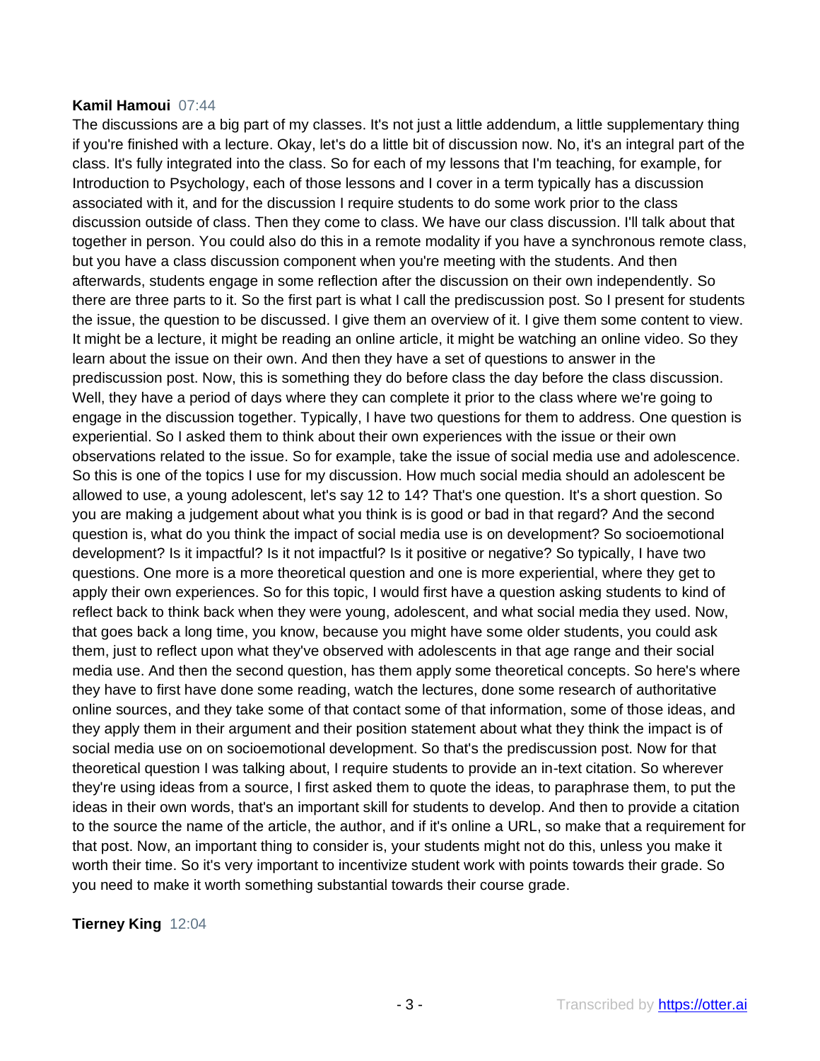**Kamil Hamoui** 07:44

The discussions are a big part of my classes. It's not just a little addendum, a little supplementary thing if you're finished with a lecture. Okay, let's do a little bit of discussion now. No, it's an integral part of the class. It's fully integrated into the class. So for each of my lessons that I'm teaching, for example, for Introduction to Psychology, each of those lessons and I cover in a term typically has a discussion associated with it, and for the discussion I require students to do some work prior to the class discussion outside of class. Then they come to class. We have our class discussion. I'll talk about that together in person. You could also do this in a remote modality if you have a synchronous remote class, but you have a class discussion component when you're meeting with the students. And then afterwards, students engage in some reflection after the discussion on their own independently. So there are three parts to it. So the first part is what I call the prediscussion post. So I present for students the issue, the question to be discussed. I give them an overview of it. I give them some content to view. It might be a lecture, it might be reading an online article, it might be watching an online video. So they learn about the issue on their own. And then they have a set of questions to answer in the prediscussion post. Now, this is something they do before class the day before the class discussion. Well, they have a period of days where they can complete it prior to the class where we're going to engage in the discussion together. Typically, I have two questions for them to address. One question is experiential. So I asked them to think about their own experiences with the issue or their own observations related to the issue. So for example, take the issue of social media use and adolescence. So this is one of the topics I use for my discussion. How much social media should an adolescent be allowed to use, a young adolescent, let's say 12 to 14? That's one question. It's a short question. So you are making a judgement about what you think is is good or bad in that regard? And the second question is, what do you think the impact of social media use is on development? So socioemotional development? Is it impactful? Is it not impactful? Is it positive or negative? So typically, I have two questions. One more is a more theoretical question and one is more experiential, where they get to apply their own experiences. So for this topic, I would first have a question asking students to kind of reflect back to think back when they were young, adolescent, and what social media they used. Now, that goes back a long time, you know, because you might have some older students, you could ask them, just to reflect upon what they've observed with adolescents in that age range and their social media use. And then the second question, has them apply some theoretical concepts. So here's where they have to first have done some reading, watch the lectures, done some research of authoritative online sources, and they take some of that contact some of that information, some of those ideas, and they apply them in their argument and their position statement about what they think the impact is of social media use on on socioemotional development. So that's the prediscussion post. Now for that theoretical question I was talking about, I require students to provide an in-text citation. So wherever they're using ideas from a source, I first asked them to quote the ideas, to paraphrase them, to put the ideas in their own words, that's an important skill for students to develop. And then to provide a citation to the source the name of the article, the author, and if it's online a URL, so make that a requirement for that post. Now, an important thing to consider is, your students might not do this, unless you make it worth their time. So it's very important to incentivize student work with points towards their grade. So you need to make it worth something substantial towards their course grade.

**Tierney King** 12:04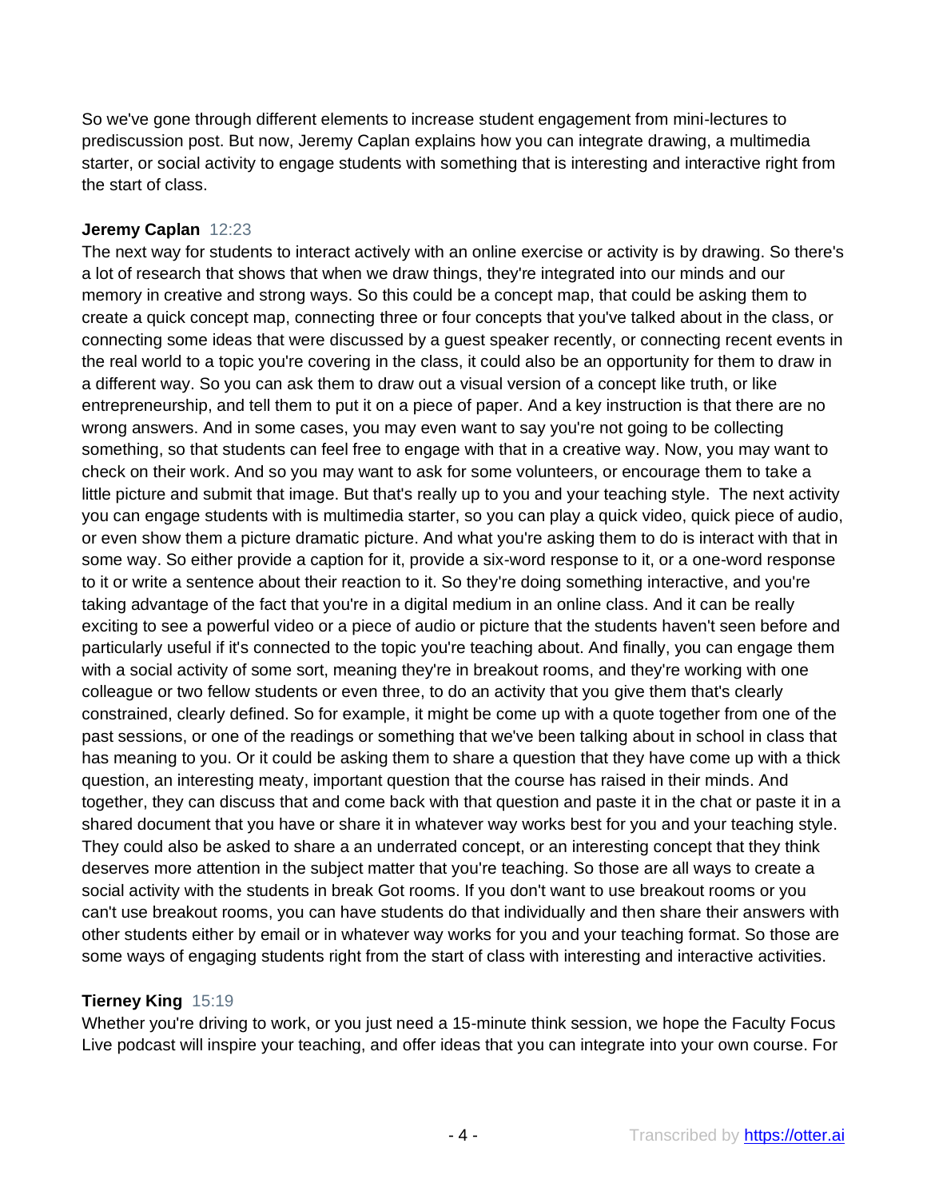So we've gone through different elements to increase student engagement from mini-lectures to prediscussion post. But now, Jeremy Caplan explains how you can integrate drawing, a multimedia starter, or social activity to engage students with something that is interesting and interactive right from the start of class.

**Jeremy Caplan** 12:23
The next way for students to interact actively with an online exercise or activity is by drawing. So there's a lot of research that shows that when we draw things, they're integrated into our minds and our memory in creative and strong ways. So this could be a concept map, that could be asking them to create a quick concept map, connecting three or four concepts that you've talked about in the class, or connecting some ideas that were discussed by a guest speaker recently, or connecting recent events in the real world to a topic you're covering in the class, it could also be an opportunity for them to draw in a different way. So you can ask them to draw out a visual version of a concept like truth, or like entrepreneurship, and tell them to put it on a piece of paper. And a key instruction is that there are no wrong answers. And in some cases, you may even want to say you're not going to be collecting something, so that students can feel free to engage with that in a creative way. Now, you may want to check on their work. And so you may want to ask for some volunteers, or encourage them to take a little picture and submit that image. But that's really up to you and your teaching style. The next activity you can engage students with is multimedia starter, so you can play a quick video, quick piece of audio, or even show them a picture dramatic picture. And what you're asking them to do is interact with that in some way. So either provide a caption for it, provide a six-word response to it, or a one-word response to it or write a sentence about their reaction to it. So they're doing something interactive, and you're taking advantage of the fact that you're in a digital medium in an online class. And it can be really exciting to see a powerful video or a piece of audio or picture that the students haven't seen before and particularly useful if it's connected to the topic you're teaching about. And finally, you can engage them with a social activity of some sort, meaning they're in breakout rooms, and they're working with one colleague or two fellow students or even three, to do an activity that you give them that's clearly constrained, clearly defined. So for example, it might be come up with a quote together from one of the past sessions, or one of the readings or something that we've been talking about in school in class that has meaning to you. Or it could be asking them to share a question that they have come up with a thick question, an interesting meaty, important question that the course has raised in their minds. And together, they can discuss that and come back with that question and paste it in the chat or paste it in a shared document that you have or share it in whatever way works best for you and your teaching style. They could also be asked to share a an underrated concept, or an interesting concept that they think deserves more attention in the subject matter that you're teaching. So those are all ways to create a social activity with the students in break Got rooms. If you don't want to use breakout rooms or you can't use breakout rooms, you can have students do that individually and then share their answers with other students either by email or in whatever way works for you and your teaching format. So those are some ways of engaging students right from the start of class with interesting and interactive activities.

**Tierney King** 15:19
Whether you're driving to work, or you just need a 15-minute think session, we hope the Faculty Focus Live podcast will inspire your teaching, and offer ideas that you can integrate into your own course. For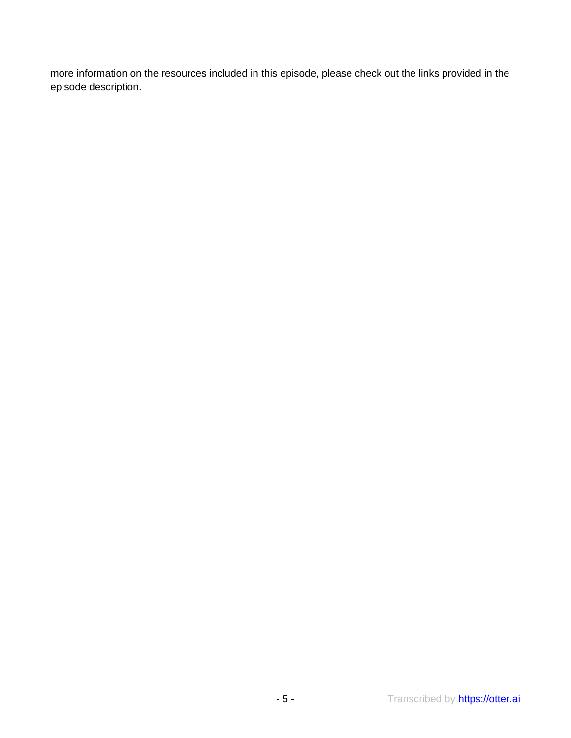more information on the resources included in this episode, please check out the links provided in the episode description.